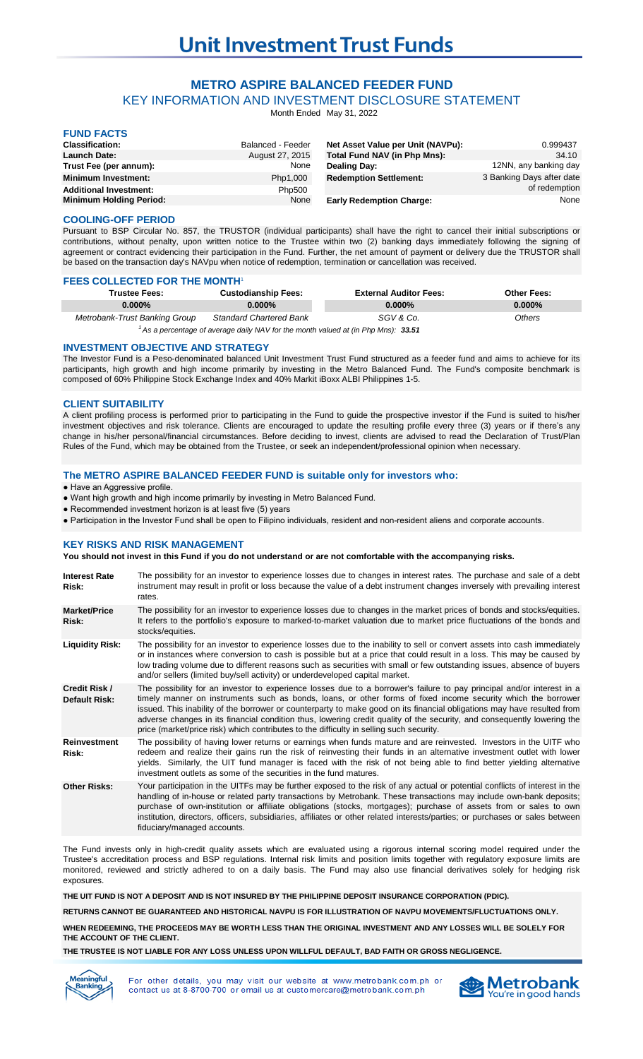# Unit Investment Trust Funds

## METRO ASPIRE BALANCED FEEDER FUND

KEY INFORMATION AND INVESTMENT DISCLOSURE STATEMENT

Month Ended May 31, 2022

### FUND FACTS

| | | | |
|---|---|---|---|
| **Classification:** | Balanced - Feeder | **Net Asset Value per Unit (NAVPu):** | 0.999437 |
| **Launch Date:** | August 27, 2015 | **Total Fund NAV (in Php Mns):** | 34.10 |
| **Trust Fee (per annum):** | None | **Dealing Day:** | 12NN, any banking day |
| **Minimum Investment:** | Php1,000 | **Redemption Settlement:** | 3 Banking Days after date of redemption |
| **Additional Investment:** | Php500 | | |
| **Minimum Holding Period:** | None | **Early Redemption Charge:** | None |

### COOLING-OFF PERIOD

Pursuant to BSP Circular No. 857, the TRUSTOR (individual participants) shall have the right to cancel their initial subscriptions or contributions, without penalty, upon written notice to the Trustee within two (2) banking days immediately following the signing of agreement or contract evidencing their participation in the Fund. Further, the net amount of payment or delivery due the TRUSTOR shall be based on the transaction day's NAVpu when notice of redemption, termination or cancellation was received.

### FEES COLLECTED FOR THE MONTH[1]

| Trustee Fees: | Custodianship Fees: | External Auditor Fees: | Other Fees: |
|---|---|---|---|
| 0.000% | 0.000% | 0.000% | 0.000% |
| *Metrobank-Trust Banking Group* | *Standard Chartered Bank* | *SGV & Co.* | *Others* |

[1] *As a percentage of average daily NAV for the month valued at (in Php Mns):* ***33.51***

### INVESTMENT OBJECTIVE AND STRATEGY

The Investor Fund is a Peso-denominated balanced Unit Investment Trust Fund structured as a feeder fund and aims to achieve for its participants, high growth and high income primarily by investing in the Metro Balanced Fund. The Fund's composite benchmark is composed of 60% Philippine Stock Exchange Index and 40% Markit iBoxx ALBI Philippines 1-5.

### CLIENT SUITABILITY

A client profiling process is performed prior to participating in the Fund to guide the prospective investor if the Fund is suited to his/her investment objectives and risk tolerance. Clients are encouraged to update the resulting profile every three (3) years or if there's any change in his/her personal/financial circumstances. Before deciding to invest, clients are advised to read the Declaration of Trust/Plan Rules of the Fund, which may be obtained from the Trustee, or seek an independent/professional opinion when necessary.

### The METRO ASPIRE BALANCED FEEDER FUND is suitable only for investors who:

- Have an Aggressive profile.
- Want high growth and high income primarily by investing in Metro Balanced Fund.
- Recommended investment horizon is at least five (5) years
- Participation in the Investor Fund shall be open to Filipino individuals, resident and non-resident aliens and corporate accounts.

### KEY RISKS AND RISK MANAGEMENT

**You should not invest in this Fund if you do not understand or are not comfortable with the accompanying risks.**

| | |
|---|---|
| **Interest Rate Risk:** | The possibility for an investor to experience losses due to changes in interest rates. The purchase and sale of a debt instrument may result in profit or loss because the value of a debt instrument changes inversely with prevailing interest rates. |
| **Market/Price Risk:** | The possibility for an investor to experience losses due to changes in the market prices of bonds and stocks/equities. It refers to the portfolio's exposure to marked-to-market valuation due to market price fluctuations of the bonds and stocks/equities. |
| **Liquidity Risk:** | The possibility for an investor to experience losses due to the inability to sell or convert assets into cash immediately or in instances where conversion to cash is possible but at a price that could result in a loss. This may be caused by low trading volume due to different reasons such as securities with small or few outstanding issues, absence of buyers and/or sellers (limited buy/sell activity) or underdeveloped capital market. |
| **Credit Risk / Default Risk:** | The possibility for an investor to experience losses due to a borrower's failure to pay principal and/or interest in a timely manner on instruments such as bonds, loans, or other forms of fixed income security which the borrower issued. This inability of the borrower or counterparty to make good on its financial obligations may have resulted from adverse changes in its financial condition thus, lowering credit quality of the security, and consequently lowering the price (market/price risk) which contributes to the difficulty in selling such security. |
| **Reinvestment Risk:** | The possibility of having lower returns or earnings when funds mature and are reinvested. Investors in the UITF who redeem and realize their gains run the risk of reinvesting their funds in an alternative investment outlet with lower yields. Similarly, the UIT fund manager is faced with the risk of not being able to find better yielding alternative investment outlets as some of the securities in the fund matures. |
| **Other Risks:** | Your participation in the UITFs may be further exposed to the risk of any actual or potential conflicts of interest in the handling of in-house or related party transactions by Metrobank. These transactions may include own-bank deposits; purchase of own-institution or affiliate obligations (stocks, mortgages); purchase of assets from or sales to own institution, directors, officers, subsidiaries, affiliates or other related interests/parties; or purchases or sales between fiduciary/managed accounts. |

The Fund invests only in high-credit quality assets which are evaluated using a rigorous internal scoring model required under the Trustee's accreditation process and BSP regulations. Internal risk limits and position limits together with regulatory exposure limits are monitored, reviewed and strictly adhered to on a daily basis. The Fund may also use financial derivatives solely for hedging risk exposures.

**THE UIT FUND IS NOT A DEPOSIT AND IS NOT INSURED BY THE PHILIPPINE DEPOSIT INSURANCE CORPORATION (PDIC).**

**RETURNS CANNOT BE GUARANTEED AND HISTORICAL NAVPU IS FOR ILLUSTRATION OF NAVPU MOVEMENTS/FLUCTUATIONS ONLY.**

**WHEN REDEEMING, THE PROCEEDS MAY BE WORTH LESS THAN THE ORIGINAL INVESTMENT AND ANY LOSSES WILL BE SOLELY FOR THE ACCOUNT OF THE CLIENT.**

**THE TRUSTEE IS NOT LIABLE FOR ANY LOSS UNLESS UPON WILLFUL DEFAULT, BAD FAITH OR GROSS NEGLIGENCE.**

For other details, you may visit our website at www.metrobank.com.ph or contact us at 8-8700-700 or email us at customercare@metrobank.com.ph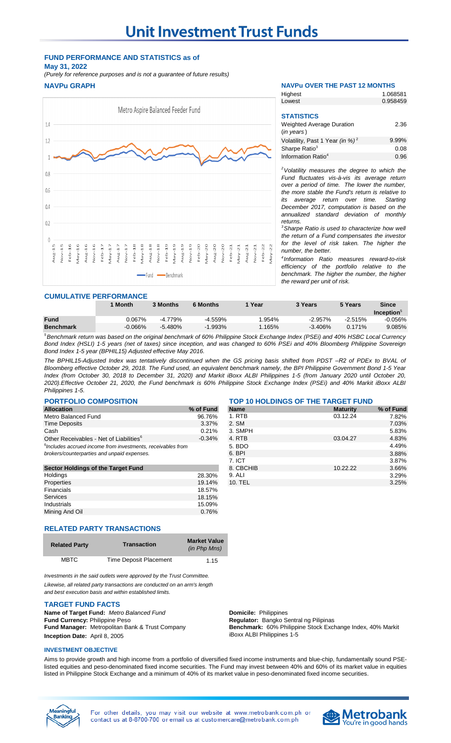# Unit Investment Trust Funds

## FUND PERFORMANCE AND STATISTICS as of May 31, 2022

*(Purely for reference purposes and is not a guarantee of future results)*

### NAVPu GRAPH

Metro Aspire Balanced Feeder Fund

Fund — Benchmark

### NAVPu OVER THE PAST 12 MONTHS

| | |
|---|---|
| Highest | 1.068581 |
| Lowest | 0.958459 |

### STATISTICS

| | |
|---|---|
| Weighted Average Duration (*in years*) | 2.36 |
| Volatility, Past 1 Year *(in %)* [2] | 9.99% |
| Sharpe Ratio[3] | 0.08 |
| Information Ratio[4] | 0.96 |

*[2]Volatility measures the degree to which the Fund fluctuates vis-à-vis its average return over a period of time. The lower the number, the more stable the Fund's return is relative to its average return over time. Starting December 2017, computation is based on the annualized standard deviation of monthly returns.*

*[3]Sharpe Ratio is used to characterize how well the return of a Fund compensates the investor for the level of risk taken. The higher the number, the better.*

*[4]Information Ratio measures reward-to-risk efficiency of the portfolio relative to the benchmark. The higher the number, the higher the reward per unit of risk.*

### CUMULATIVE PERFORMANCE

| | 1 Month | 3 Months | 6 Months | 1 Year | 3 Years | 5 Years | Since Inception[5] |
|---|---|---|---|---|---|---|---|
| **Fund** | 0.067% | -4.779% | -4.559% | 1.954% | -2.957% | -2.515% | -0.056% |
| **Benchmark** | -0.066% | -5.480% | -1.993% | 1.165% | -3.406% | 0.171% | 9.085% |

*[5]Benchmark return was based on the original benchmark of 60% Philippine Stock Exchange Index (PSEi) and 40% HSBC Local Currency Bond Index (HSLI) 1-5 years (net of taxes) since inception, and was changed to 60% PSEi and 40% Bloomberg Philippine Sovereign Bond Index 1-5 year (BPHIL15) Adjusted effective May 2016.*

*The BPHIL15-Adjusted Index was tentatively discontinued when the GS pricing basis shifted from PDST –R2 of PDEx to BVAL of Bloomberg effective October 29, 2018. The Fund used, an equivalent benchmark namely, the BPI Philippine Government Bond 1-5 Year Index (from October 30, 2018 to December 31, 2020) and Markit iBoxx ALBI Philippines 1-5 (from January 2020 until October 20, 2020).Effective October 21, 2020, the Fund benchmark is 60% Philippine Stock Exchange Index (PSEi) and 40% Markit iBoxx ALBI Philippines 1-5.*

### PORTFOLIO COMPOSITION

| Allocation | % of Fund |
|---|---|
| Metro Balanced Fund | 96.76% |
| Time Deposits | 3.37% |
| Cash | 0.21% |
| Other Receivables - Net of Liabilities[6] | -0.34% |

*[6]Includes accrued income from investments, receivables from brokers/counterparties and unpaid expenses.*

| Sector Holdings of the Target Fund | |
|---|---|
| Holdings | 28.30% |
| Properties | 19.14% |
| Financials | 18.57% |
| Services | 18.15% |
| Industrials | 15.09% |
| Mining And Oil | 0.76% |

### TOP 10 HOLDINGS OF THE TARGET FUND

| Name | Maturity | % of Fund |
|---|---|---|
| 1. RTB | 03.12.24 | 7.82% |
| 2. SM | | 7.03% |
| 3. SMPH | | 5.83% |
| 4. RTB | 03.04.27 | 4.83% |
| 5. BDO | | 4.49% |
| 6. BPI | | 3.88% |
| 7. ICT | | 3.87% |
| 8. CBCHIB | 10.22.22 | 3.66% |
| 9. ALI | | 3.29% |
| 10. TEL | | 3.25% |

### RELATED PARTY TRANSACTIONS

| Related Party | Transaction | Market Value *(in Php Mns)* |
|---|---|---|
| MBTC | Time Deposit Placement | 1.15 |

*Investments in the said outlets were approved by the Trust Committee.*

*Likewise, all related party transactions are conducted on an arm's length and best execution basis and within established limits.*

### TARGET FUND FACTS

**Name of Target Fund:** *Metro Balanced Fund*
**Fund Currency:** Philippine Peso
**Fund Manager:** Metropolitan Bank & Trust Company
**Inception Date:** April 8, 2005
**Domicile:** Philippines
**Regulator:** Bangko Sentral ng Pilipinas
**Benchmark:** 60% Philippine Stock Exchange Index, 40% Markit iBoxx ALBI Philippines 1-5

### INVESTMENT OBJECTIVE

Aims to provide growth and high income from a portfolio of diversified fixed income instruments and blue-chip, fundamentally sound PSE-listed equities and peso-denominated fixed income securities. The Fund may invest between 40% and 60% of its market value in equities listed in Philippine Stock Exchange and a minimum of 40% of its market value in peso-denominated fixed income securities.

For other details, you may visit our website at www.metrobank.com.ph or contact us at 8-8700-700 or email us at customercare@metrobank.com.ph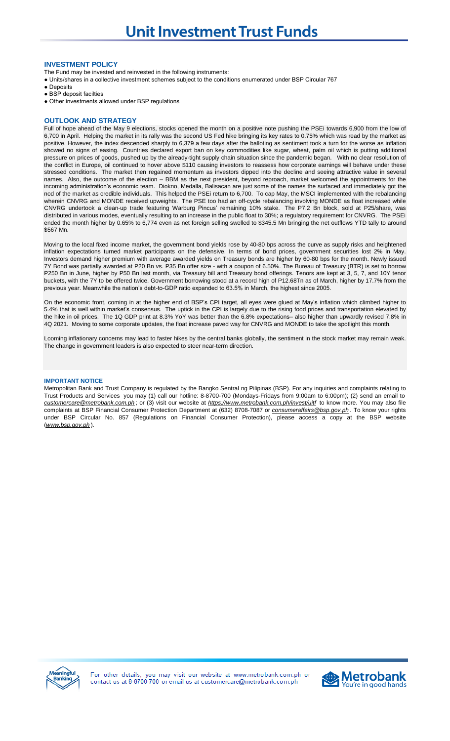# Unit Investment Trust Funds

## INVESTMENT POLICY

The Fund may be invested and reinvested in the following instruments:

- Units/shares in a collective investment schemes subject to the conditions enumerated under BSP Circular 767
- Deposits
- BSP deposit facilties
- Other investments allowed under BSP regulations

## OUTLOOK AND STRATEGY

Full of hope ahead of the May 9 elections, stocks opened the month on a positive note pushing the PSEi towards 6,900 from the low of 6,700 in April. Helping the market in its rally was the second US Fed hike bringing its key rates to 0.75% which was read by the market as positive. However, the index descended sharply to 6,379 a few days after the balloting as sentiment took a turn for the worse as inflation showed no signs of easing. Countries declared export ban on key commodities like sugar, wheat, palm oil which is putting additional pressure on prices of goods, pushed up by the already-tight supply chain situation since the pandemic began. With no clear resolution of the conflict in Europe, oil continued to hover above $110 causing investors to reassess how corporate earnings will behave under these stressed conditions. The market then regained momentum as investors dipped into the decline and seeing attractive value in several names. Also, the outcome of the election – BBM as the next president, beyond reproach, market welcomed the appointments for the incoming administration's economic team. Diokno, Medalla, Balisacan are just some of the names the surfaced and immediately got the nod of the market as credible individuals. This helped the PSEi return to 6,700. To cap May, the MSCI implemented with the rebalancing wherein CNVRG and MONDE received upweights. The PSE too had an off-cycle rebalancing involving MONDE as float increased while CNVRG undertook a clean-up trade featuring Warburg Pincus' remaining 10% stake. The P7.2 Bn block, sold at P25/share, was distributed in various modes, eventually resulting to an increase in the public float to 30%; a regulatory requirement for CNVRG. The PSEi ended the month higher by 0.65% to 6,774 even as net foreign selling swelled to $345.5 Mn bringing the net outflows YTD tally to around $567 Mn.

Moving to the local fixed income market, the government bond yields rose by 40-80 bps across the curve as supply risks and heightened inflation expectations turned market participants on the defensive. In terms of bond prices, government securities lost 2% in May. Investors demand higher premium with average awarded yields on Treasury bonds are higher by 60-80 bps for the month. Newly issued 7Y Bond was partially awarded at P20 Bn vs. P35 Bn offer size - with a coupon of 6.50%. The Bureau of Treasury (BTR) is set to borrow P250 Bn in June, higher by P50 Bn last month, via Treasury bill and Treasury bond offerings. Tenors are kept at 3, 5, 7, and 10Y tenor buckets, with the 7Y to be offered twice. Government borrowing stood at a record high of P12.68Tn as of March, higher by 17.7% from the previous year. Meanwhile the nation's debt-to-GDP ratio expanded to 63.5% in March, the highest since 2005.

On the economic front, coming in at the higher end of BSP's CPI target, all eyes were glued at May's inflation which climbed higher to 5.4% that is well within market's consensus. The uptick in the CPI is largely due to the rising food prices and transportation elevated by the hike in oil prices. The 1Q GDP print at 8.3% YoY was better than the 6.8% expectations– also higher than upwardly revised 7.8% in 4Q 2021. Moving to some corporate updates, the float increase paved way for CNVRG and MONDE to take the spotlight this month.

Looming inflationary concerns may lead to faster hikes by the central banks globally, the sentiment in the stock market may remain weak. The change in government leaders is also expected to steer near-term direction.

## IMPORTANT NOTICE

Metropolitan Bank and Trust Company is regulated by the Bangko Sentral ng Pilipinas (BSP). For any inquiries and complaints relating to Trust Products and Services you may (1) call our hotline: 8-8700-700 (Mondays-Fridays from 9:00am to 6:00pm); (2) send an email to *customercare@metrobank.com.ph*; or (3) visit our website at *https://www.metrobank.com.ph/invest/uitf* to know more. You may also file complaints at BSP Financial Consumer Protection Department at (632) 8708-7087 or *consumeraffairs@bsp.gov.ph*. To know your rights under BSP Circular No. 857 (Regulations on Financial Consumer Protection), please access a copy at the BSP website (*www.bsp.gov.ph*).

For other details, you may visit our website at www.metrobank.com.ph or contact us at 8-8700-700 or email us at customercare@metrobank.com.ph